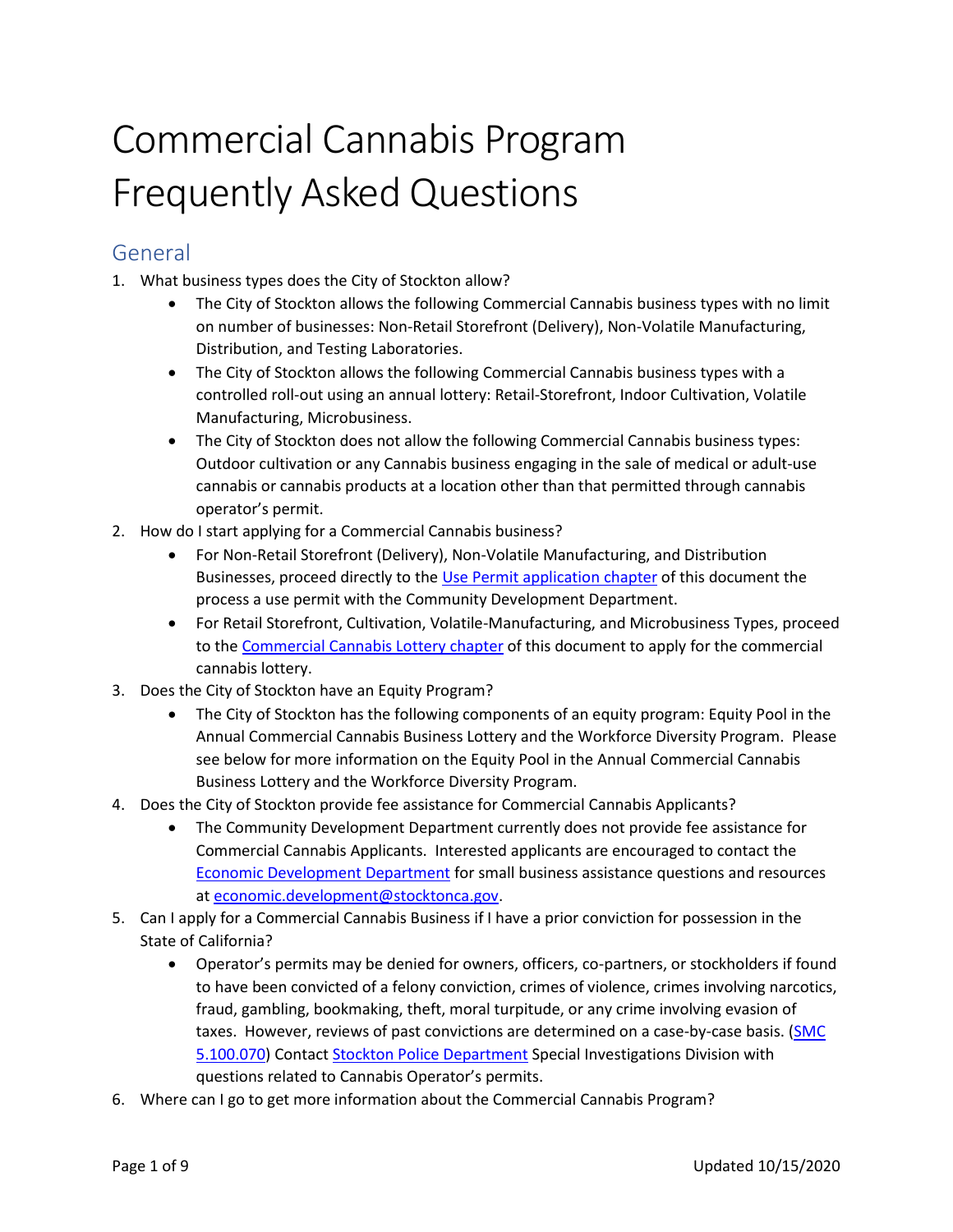# Commercial Cannabis Program Frequently Asked Questions

## General

1. What business types does the City of Stockton allow?
    - The City of Stockton allows the following Commercial Cannabis business types with no limit on number of businesses: Non-Retail Storefront (Delivery), Non-Volatile Manufacturing, Distribution, and Testing Laboratories.
    - The City of Stockton allows the following Commercial Cannabis business types with a controlled roll-out using an annual lottery: Retail-Storefront, Indoor Cultivation, Volatile Manufacturing, Microbusiness.
    - The City of Stockton does not allow the following Commercial Cannabis business types: Outdoor cultivation or any Cannabis business engaging in the sale of medical or adult-use cannabis or cannabis products at a location other than that permitted through cannabis operator's permit.
2. How do I start applying for a Commercial Cannabis business?
    - For Non-Retail Storefront (Delivery), Non-Volatile Manufacturing, and Distribution Businesses, proceed directly to the Use Permit application chapter of this document the process a use permit with the Community Development Department.
    - For Retail Storefront, Cultivation, Volatile-Manufacturing, and Microbusiness Types, proceed to the Commercial Cannabis Lottery chapter of this document to apply for the commercial cannabis lottery.
3. Does the City of Stockton have an Equity Program?
    - The City of Stockton has the following components of an equity program: Equity Pool in the Annual Commercial Cannabis Business Lottery and the Workforce Diversity Program. Please see below for more information on the Equity Pool in the Annual Commercial Cannabis Business Lottery and the Workforce Diversity Program.
4. Does the City of Stockton provide fee assistance for Commercial Cannabis Applicants?
    - The Community Development Department currently does not provide fee assistance for Commercial Cannabis Applicants. Interested applicants are encouraged to contact the Economic Development Department for small business assistance questions and resources at economic.development@stocktonca.gov.
5. Can I apply for a Commercial Cannabis Business if I have a prior conviction for possession in the State of California?
    - Operator's permits may be denied for owners, officers, co-partners, or stockholders if found to have been convicted of a felony conviction, crimes of violence, crimes involving narcotics, fraud, gambling, bookmaking, theft, moral turpitude, or any crime involving evasion of taxes. However, reviews of past convictions are determined on a case-by-case basis. (SMC 5.100.070) Contact Stockton Police Department Special Investigations Division with questions related to Cannabis Operator's permits.
6. Where can I go to get more information about the Commercial Cannabis Program?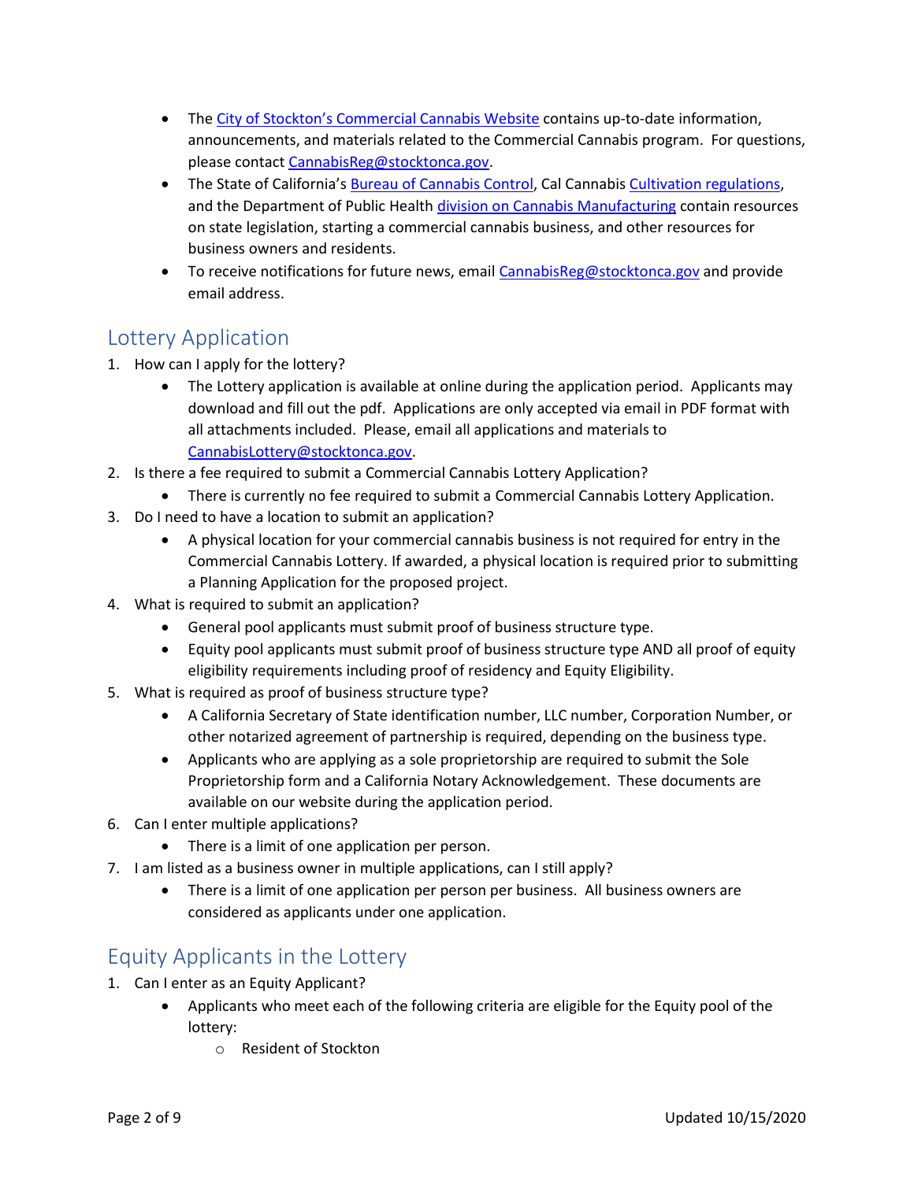- The City of Stockton's Commercial Cannabis Website contains up-to-date information, announcements, and materials related to the Commercial Cannabis program. For questions, please contact CannabisReg@stocktonca.gov.
- The State of California's Bureau of Cannabis Control, Cal Cannabis Cultivation regulations, and the Department of Public Health division on Cannabis Manufacturing contain resources on state legislation, starting a commercial cannabis business, and other resources for business owners and residents.
- To receive notifications for future news, email CannabisReg@stocktonca.gov and provide email address.

## Lottery Application

1. How can I apply for the lottery?
   - The Lottery application is available at online during the application period. Applicants may download and fill out the pdf. Applications are only accepted via email in PDF format with all attachments included. Please, email all applications and materials to CannabisLottery@stocktonca.gov.
2. Is there a fee required to submit a Commercial Cannabis Lottery Application?
   - There is currently no fee required to submit a Commercial Cannabis Lottery Application.
3. Do I need to have a location to submit an application?
   - A physical location for your commercial cannabis business is not required for entry in the Commercial Cannabis Lottery. If awarded, a physical location is required prior to submitting a Planning Application for the proposed project.
4. What is required to submit an application?
   - General pool applicants must submit proof of business structure type.
   - Equity pool applicants must submit proof of business structure type AND all proof of equity eligibility requirements including proof of residency and Equity Eligibility.
5. What is required as proof of business structure type?
   - A California Secretary of State identification number, LLC number, Corporation Number, or other notarized agreement of partnership is required, depending on the business type.
   - Applicants who are applying as a sole proprietorship are required to submit the Sole Proprietorship form and a California Notary Acknowledgement. These documents are available on our website during the application period.
6. Can I enter multiple applications?
   - There is a limit of one application per person.
7. I am listed as a business owner in multiple applications, can I still apply?
   - There is a limit of one application per person per business. All business owners are considered as applicants under one application.

## Equity Applicants in the Lottery

1. Can I enter as an Equity Applicant?
   - Applicants who meet each of the following criteria are eligible for the Equity pool of the lottery:
     - Resident of Stockton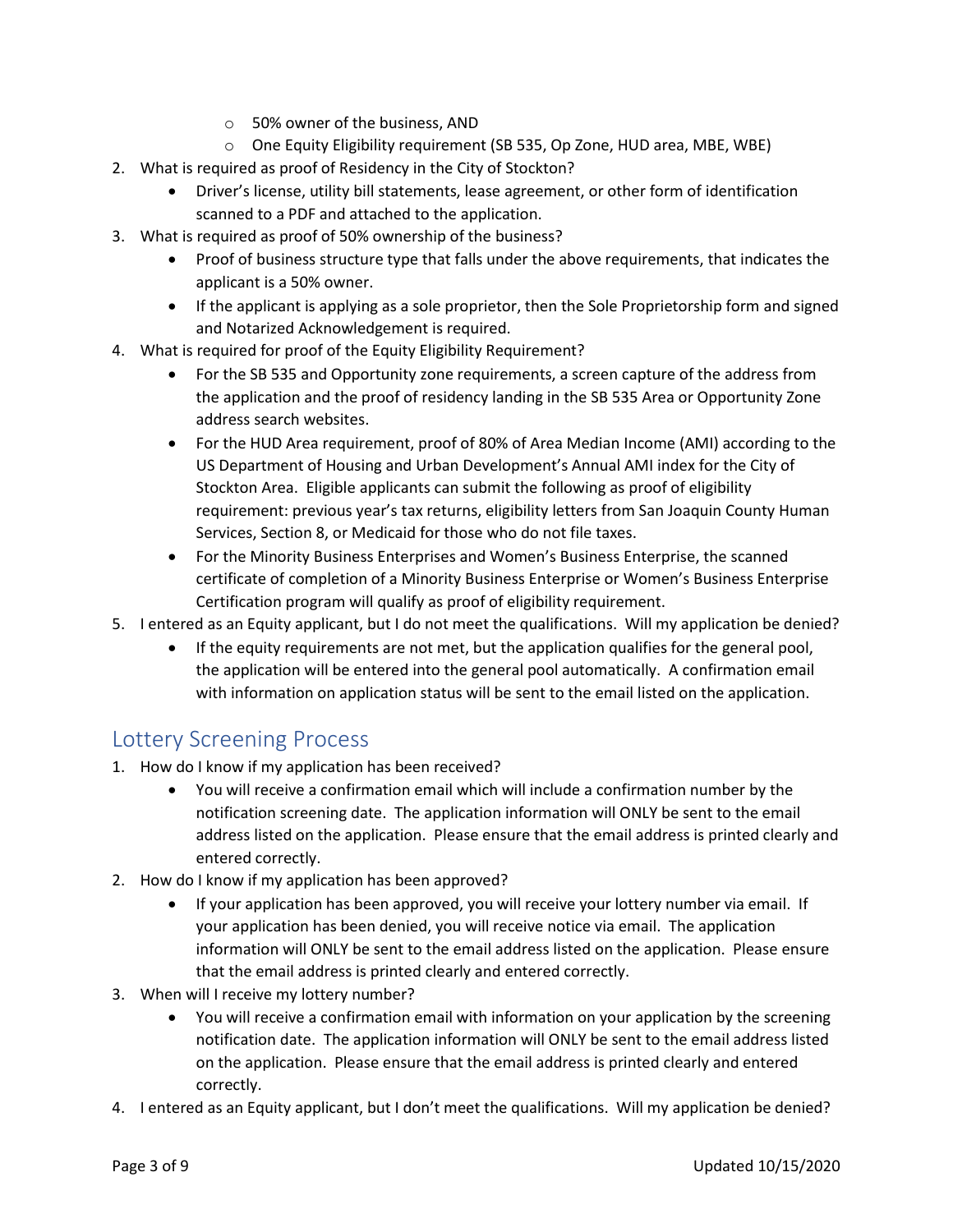- 50% owner of the business, AND
    - One Equity Eligibility requirement (SB 535, Op Zone, HUD area, MBE, WBE)
2. What is required as proof of Residency in the City of Stockton?
    - Driver's license, utility bill statements, lease agreement, or other form of identification scanned to a PDF and attached to the application.
3. What is required as proof of 50% ownership of the business?
    - Proof of business structure type that falls under the above requirements, that indicates the applicant is a 50% owner.
    - If the applicant is applying as a sole proprietor, then the Sole Proprietorship form and signed and Notarized Acknowledgement is required.
4. What is required for proof of the Equity Eligibility Requirement?
    - For the SB 535 and Opportunity zone requirements, a screen capture of the address from the application and the proof of residency landing in the SB 535 Area or Opportunity Zone address search websites.
    - For the HUD Area requirement, proof of 80% of Area Median Income (AMI) according to the US Department of Housing and Urban Development's Annual AMI index for the City of Stockton Area. Eligible applicants can submit the following as proof of eligibility requirement: previous year's tax returns, eligibility letters from San Joaquin County Human Services, Section 8, or Medicaid for those who do not file taxes.
    - For the Minority Business Enterprises and Women's Business Enterprise, the scanned certificate of completion of a Minority Business Enterprise or Women's Business Enterprise Certification program will qualify as proof of eligibility requirement.
5. I entered as an Equity applicant, but I do not meet the qualifications. Will my application be denied?
    - If the equity requirements are not met, but the application qualifies for the general pool, the application will be entered into the general pool automatically. A confirmation email with information on application status will be sent to the email listed on the application.

## Lottery Screening Process

1. How do I know if my application has been received?
    - You will receive a confirmation email which will include a confirmation number by the notification screening date. The application information will ONLY be sent to the email address listed on the application. Please ensure that the email address is printed clearly and entered correctly.
2. How do I know if my application has been approved?
    - If your application has been approved, you will receive your lottery number via email. If your application has been denied, you will receive notice via email. The application information will ONLY be sent to the email address listed on the application. Please ensure that the email address is printed clearly and entered correctly.
3. When will I receive my lottery number?
    - You will receive a confirmation email with information on your application by the screening notification date. The application information will ONLY be sent to the email address listed on the application. Please ensure that the email address is printed clearly and entered correctly.
4. I entered as an Equity applicant, but I don't meet the qualifications. Will my application be denied?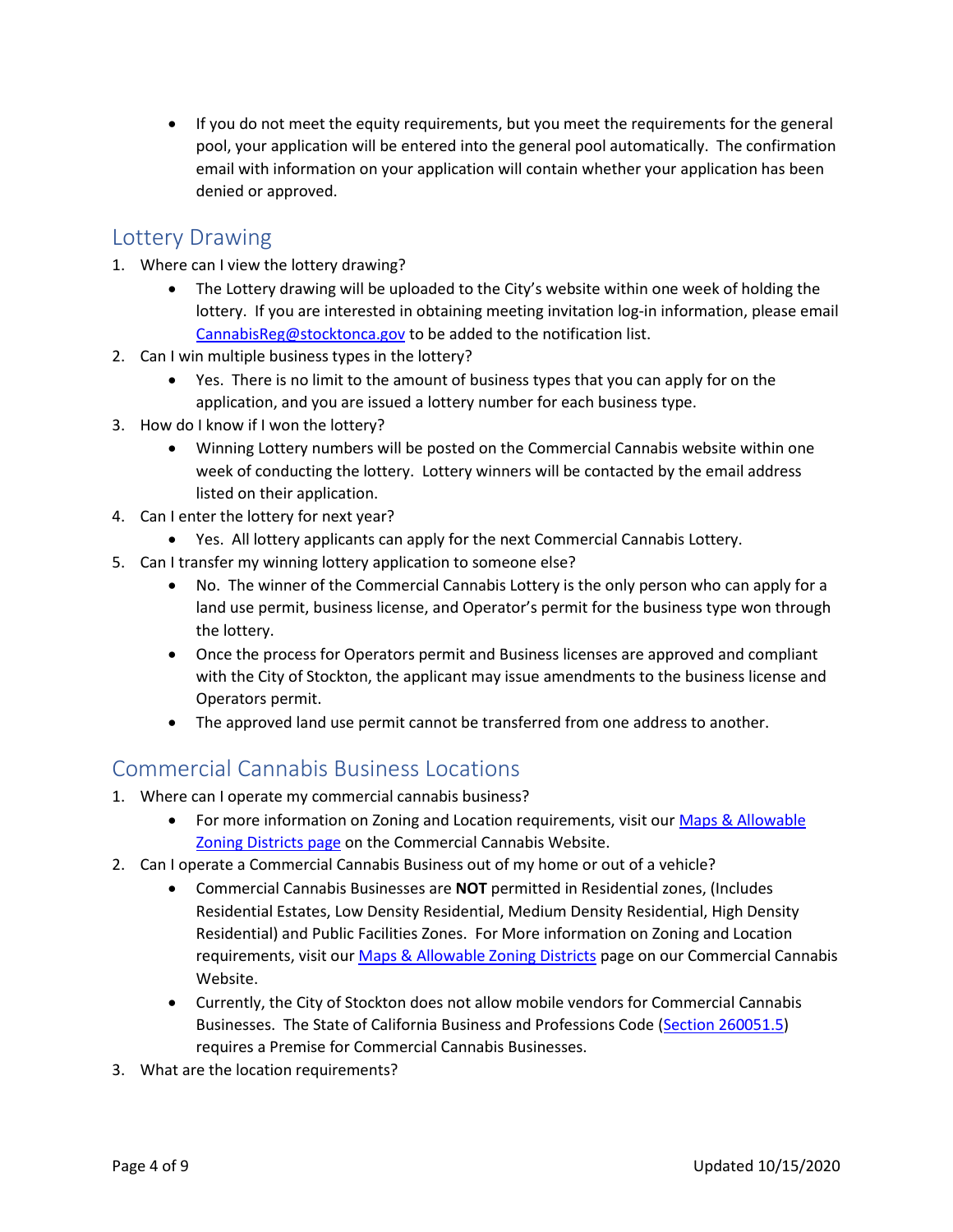- If you do not meet the equity requirements, but you meet the requirements for the general pool, your application will be entered into the general pool automatically. The confirmation email with information on your application will contain whether your application has been denied or approved.

## Lottery Drawing

1. Where can I view the lottery drawing?
    - The Lottery drawing will be uploaded to the City's website within one week of holding the lottery. If you are interested in obtaining meeting invitation log-in information, please email [CannabisReg@stocktonca.gov](mailto:CannabisReg@stocktonca.gov) to be added to the notification list.
2. Can I win multiple business types in the lottery?
    - Yes. There is no limit to the amount of business types that you can apply for on the application, and you are issued a lottery number for each business type.
3. How do I know if I won the lottery?
    - Winning Lottery numbers will be posted on the Commercial Cannabis website within one week of conducting the lottery. Lottery winners will be contacted by the email address listed on their application.
4. Can I enter the lottery for next year?
    - Yes. All lottery applicants can apply for the next Commercial Cannabis Lottery.
5. Can I transfer my winning lottery application to someone else?
    - No. The winner of the Commercial Cannabis Lottery is the only person who can apply for a land use permit, business license, and Operator's permit for the business type won through the lottery.
    - Once the process for Operators permit and Business licenses are approved and compliant with the City of Stockton, the applicant may issue amendments to the business license and Operators permit.
    - The approved land use permit cannot be transferred from one address to another.

## Commercial Cannabis Business Locations

1. Where can I operate my commercial cannabis business?
    - For more information on Zoning and Location requirements, visit our Maps & Allowable Zoning Districts page on the Commercial Cannabis Website.
2. Can I operate a Commercial Cannabis Business out of my home or out of a vehicle?
    - Commercial Cannabis Businesses are **NOT** permitted in Residential zones, (Includes Residential Estates, Low Density Residential, Medium Density Residential, High Density Residential) and Public Facilities Zones. For More information on Zoning and Location requirements, visit our Maps & Allowable Zoning Districts page on our Commercial Cannabis Website.
    - Currently, the City of Stockton does not allow mobile vendors for Commercial Cannabis Businesses. The State of California Business and Professions Code (Section 260051.5) requires a Premise for Commercial Cannabis Businesses.
3. What are the location requirements?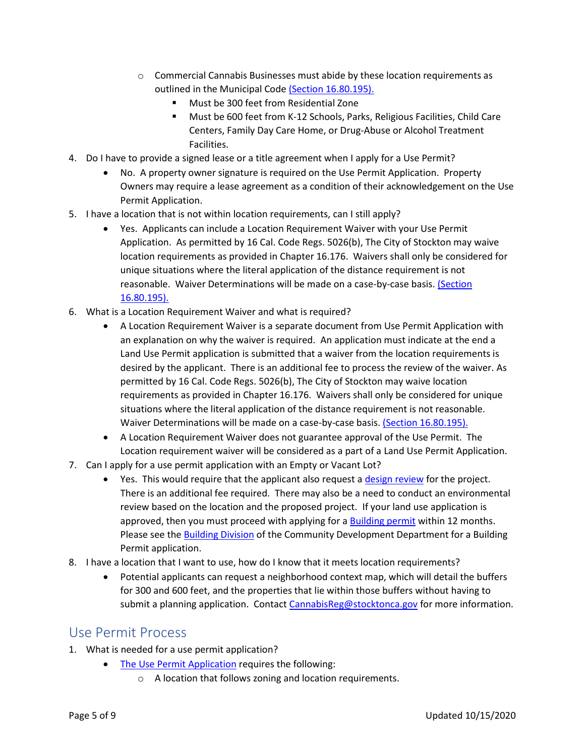- Commercial Cannabis Businesses must abide by these location requirements as outlined in the Municipal Code [(Section 16.80.195).]
     - Must be 300 feet from Residential Zone
     - Must be 600 feet from K-12 Schools, Parks, Religious Facilities, Child Care Centers, Family Day Care Home, or Drug-Abuse or Alcohol Treatment Facilities.

4. Do I have to provide a signed lease or a title agreement when I apply for a Use Permit?
   - No. A property owner signature is required on the Use Permit Application. Property Owners may require a lease agreement as a condition of their acknowledgement on the Use Permit Application.
5. I have a location that is not within location requirements, can I still apply?
   - Yes. Applicants can include a Location Requirement Waiver with your Use Permit Application. As permitted by 16 Cal. Code Regs. 5026(b), The City of Stockton may waive location requirements as provided in Chapter 16.176. Waivers shall only be considered for unique situations where the literal application of the distance requirement is not reasonable. Waiver Determinations will be made on a case-by-case basis. (Section 16.80.195).
6. What is a Location Requirement Waiver and what is required?
   - A Location Requirement Waiver is a separate document from Use Permit Application with an explanation on why the waiver is required. An application must indicate at the end a Land Use Permit application is submitted that a waiver from the location requirements is desired by the applicant. There is an additional fee to process the review of the waiver. As permitted by 16 Cal. Code Regs. 5026(b), The City of Stockton may waive location requirements as provided in Chapter 16.176. Waivers shall only be considered for unique situations where the literal application of the distance requirement is not reasonable. Waiver Determinations will be made on a case-by-case basis. (Section 16.80.195).
   - A Location Requirement Waiver does not guarantee approval of the Use Permit. The Location requirement waiver will be considered as a part of a Land Use Permit Application.
7. Can I apply for a use permit application with an Empty or Vacant Lot?
   - Yes. This would require that the applicant also request a design review for the project. There is an additional fee required. There may also be a need to conduct an environmental review based on the location and the proposed project. If your land use application is approved, then you must proceed with applying for a Building permit within 12 months. Please see the Building Division of the Community Development Department for a Building Permit application.
8. I have a location that I want to use, how do I know that it meets location requirements?
   - Potential applicants can request a neighborhood context map, which will detail the buffers for 300 and 600 feet, and the properties that lie within those buffers without having to submit a planning application. Contact CannabisReg@stocktonca.gov for more information.

## Use Permit Process

1. What is needed for a use permit application?
   - The Use Permit Application requires the following:
     - A location that follows zoning and location requirements.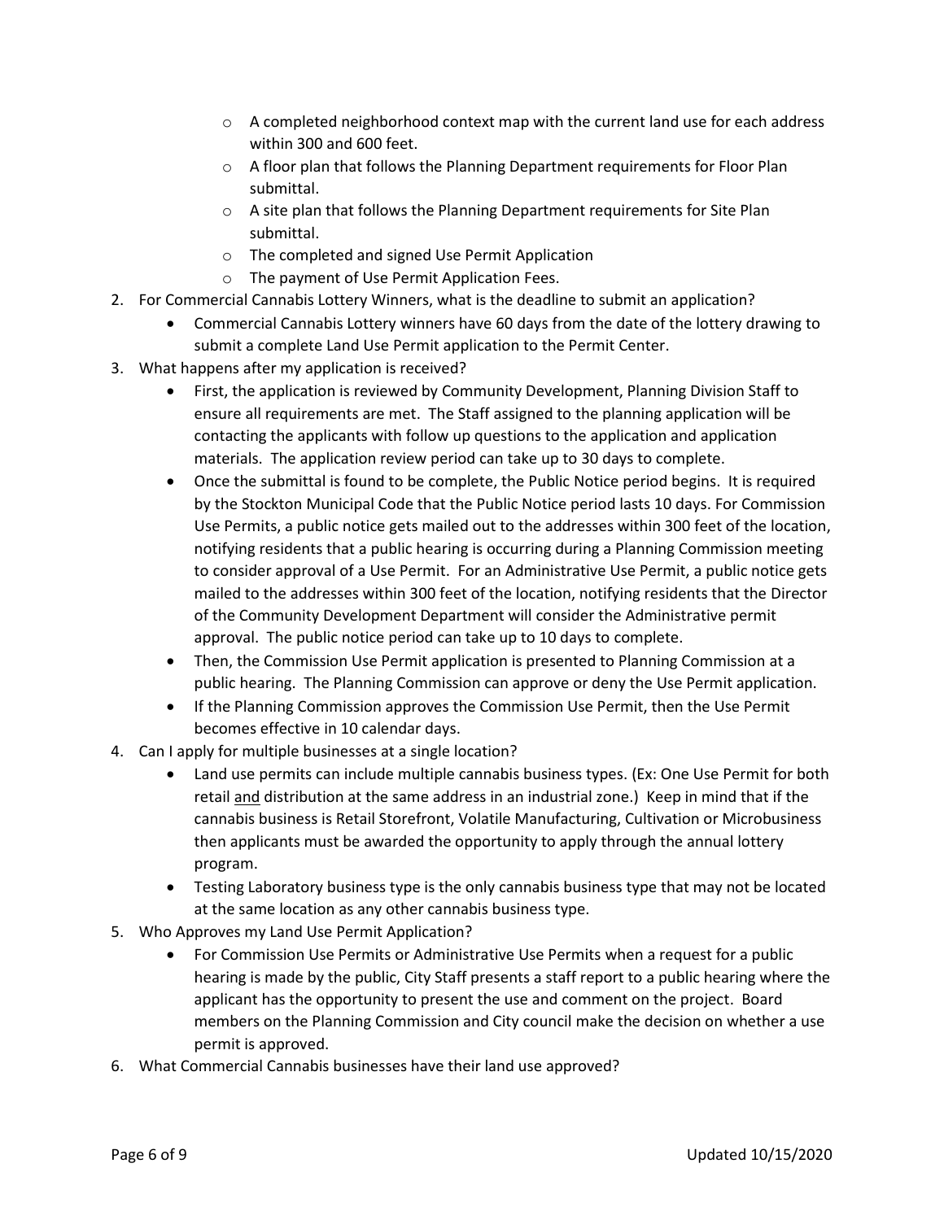- A completed neighborhood context map with the current land use for each address within 300 and 600 feet.
  - A floor plan that follows the Planning Department requirements for Floor Plan submittal.
  - A site plan that follows the Planning Department requirements for Site Plan submittal.
  - The completed and signed Use Permit Application
  - The payment of Use Permit Application Fees.

2. For Commercial Cannabis Lottery Winners, what is the deadline to submit an application?
   - Commercial Cannabis Lottery winners have 60 days from the date of the lottery drawing to submit a complete Land Use Permit application to the Permit Center.
3. What happens after my application is received?
   - First, the application is reviewed by Community Development, Planning Division Staff to ensure all requirements are met. The Staff assigned to the planning application will be contacting the applicants with follow up questions to the application and application materials. The application review period can take up to 30 days to complete.
   - Once the submittal is found to be complete, the Public Notice period begins. It is required by the Stockton Municipal Code that the Public Notice period lasts 10 days. For Commission Use Permits, a public notice gets mailed out to the addresses within 300 feet of the location, notifying residents that a public hearing is occurring during a Planning Commission meeting to consider approval of a Use Permit. For an Administrative Use Permit, a public notice gets mailed to the addresses within 300 feet of the location, notifying residents that the Director of the Community Development Department will consider the Administrative permit approval. The public notice period can take up to 10 days to complete.
   - Then, the Commission Use Permit application is presented to Planning Commission at a public hearing. The Planning Commission can approve or deny the Use Permit application.
   - If the Planning Commission approves the Commission Use Permit, then the Use Permit becomes effective in 10 calendar days.
4. Can I apply for multiple businesses at a single location?
   - Land use permits can include multiple cannabis business types. (Ex: One Use Permit for both retail <u>and</u> distribution at the same address in an industrial zone.) Keep in mind that if the cannabis business is Retail Storefront, Volatile Manufacturing, Cultivation or Microbusiness then applicants must be awarded the opportunity to apply through the annual lottery program.
   - Testing Laboratory business type is the only cannabis business type that may not be located at the same location as any other cannabis business type.
5. Who Approves my Land Use Permit Application?
   - For Commission Use Permits or Administrative Use Permits when a request for a public hearing is made by the public, City Staff presents a staff report to a public hearing where the applicant has the opportunity to present the use and comment on the project. Board members on the Planning Commission and City council make the decision on whether a use permit is approved.
6. What Commercial Cannabis businesses have their land use approved?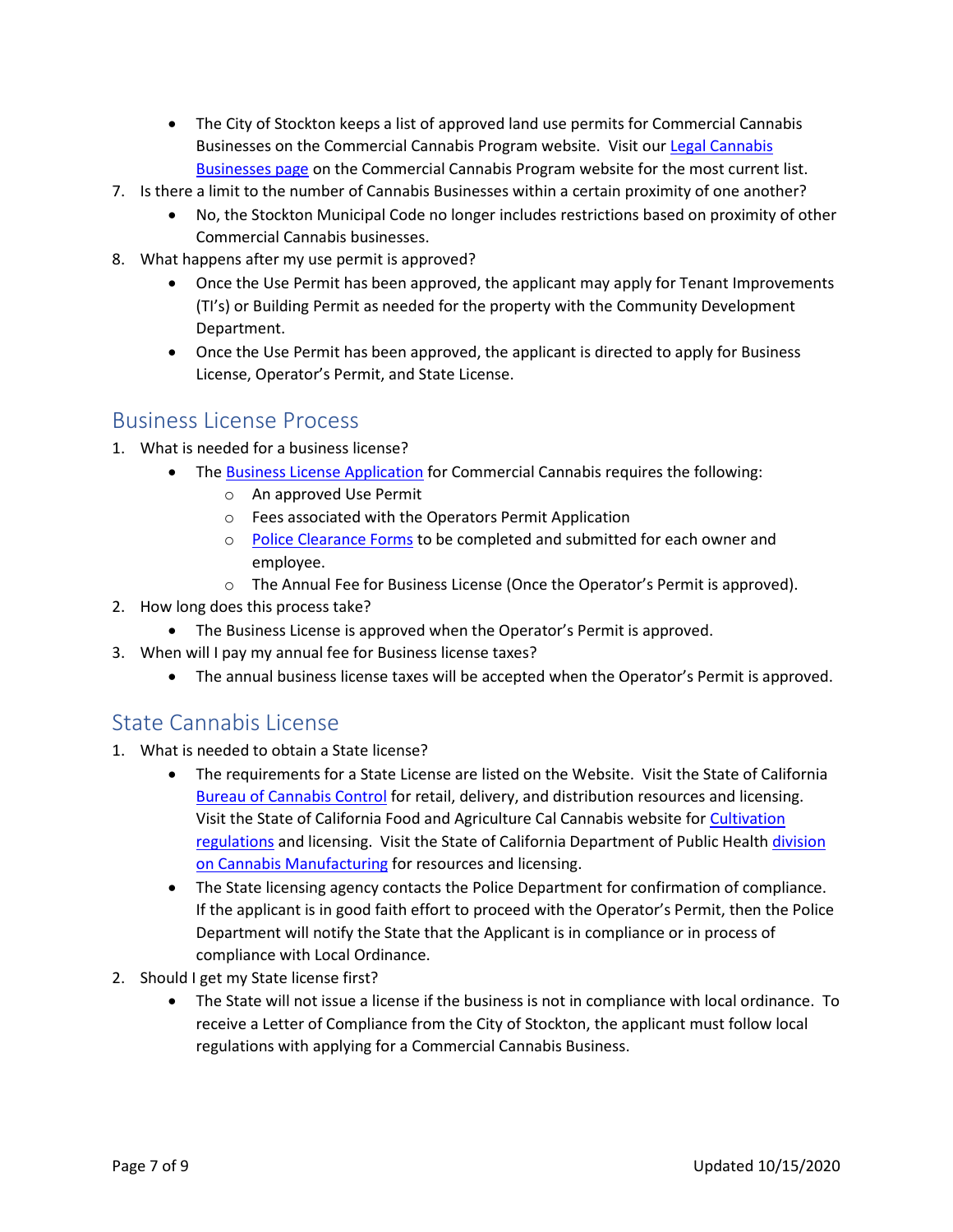- The City of Stockton keeps a list of approved land use permits for Commercial Cannabis Businesses on the Commercial Cannabis Program website. Visit our Legal Cannabis Businesses page on the Commercial Cannabis Program website for the most current list.

7. Is there a limit to the number of Cannabis Businesses within a certain proximity of one another?
    - No, the Stockton Municipal Code no longer includes restrictions based on proximity of other Commercial Cannabis businesses.
8. What happens after my use permit is approved?
    - Once the Use Permit has been approved, the applicant may apply for Tenant Improvements (TI's) or Building Permit as needed for the property with the Community Development Department.
    - Once the Use Permit has been approved, the applicant is directed to apply for Business License, Operator's Permit, and State License.

## Business License Process

1. What is needed for a business license?
    - The Business License Application for Commercial Cannabis requires the following:
        - An approved Use Permit
        - Fees associated with the Operators Permit Application
        - Police Clearance Forms to be completed and submitted for each owner and employee.
        - The Annual Fee for Business License (Once the Operator's Permit is approved).
2. How long does this process take?
    - The Business License is approved when the Operator's Permit is approved.
3. When will I pay my annual fee for Business license taxes?
    - The annual business license taxes will be accepted when the Operator's Permit is approved.

## State Cannabis License

1. What is needed to obtain a State license?
    - The requirements for a State License are listed on the Website. Visit the State of California Bureau of Cannabis Control for retail, delivery, and distribution resources and licensing. Visit the State of California Food and Agriculture Cal Cannabis website for Cultivation regulations and licensing. Visit the State of California Department of Public Health division on Cannabis Manufacturing for resources and licensing.
    - The State licensing agency contacts the Police Department for confirmation of compliance. If the applicant is in good faith effort to proceed with the Operator's Permit, then the Police Department will notify the State that the Applicant is in compliance or in process of compliance with Local Ordinance.
2. Should I get my State license first?
    - The State will not issue a license if the business is not in compliance with local ordinance. To receive a Letter of Compliance from the City of Stockton, the applicant must follow local regulations with applying for a Commercial Cannabis Business.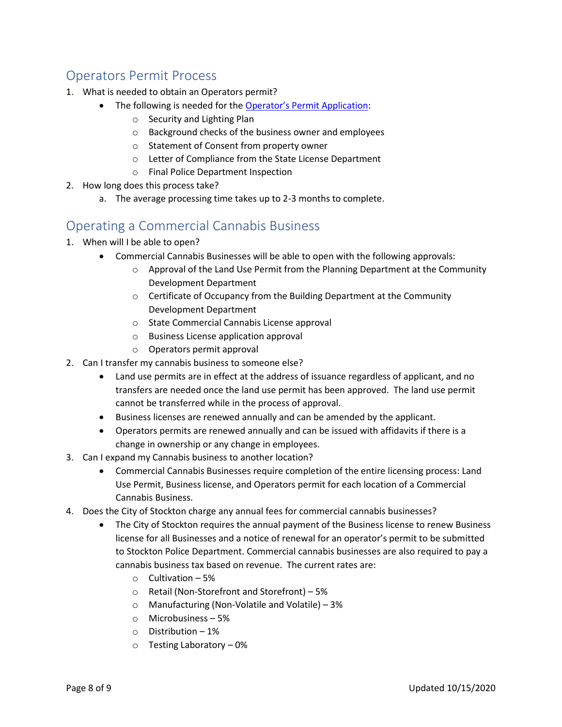## Operators Permit Process

1. What is needed to obtain an Operators permit?
   - The following is needed for the [Operator's Permit Application](#):
     - Security and Lighting Plan
     - Background checks of the business owner and employees
     - Statement of Consent from property owner
     - Letter of Compliance from the State License Department
     - Final Police Department Inspection
2. How long does this process take?
   a. The average processing time takes up to 2-3 months to complete.

## Operating a Commercial Cannabis Business

1. When will I be able to open?
   - Commercial Cannabis Businesses will be able to open with the following approvals:
     - Approval of the Land Use Permit from the Planning Department at the Community Development Department
     - Certificate of Occupancy from the Building Department at the Community Development Department
     - State Commercial Cannabis License approval
     - Business License application approval
     - Operators permit approval
2. Can I transfer my cannabis business to someone else?
   - Land use permits are in effect at the address of issuance regardless of applicant, and no transfers are needed once the land use permit has been approved. The land use permit cannot be transferred while in the process of approval.
   - Business licenses are renewed annually and can be amended by the applicant.
   - Operators permits are renewed annually and can be issued with affidavits if there is a change in ownership or any change in employees.
3. Can I expand my Cannabis business to another location?
   - Commercial Cannabis Businesses require completion of the entire licensing process: Land Use Permit, Business license, and Operators permit for each location of a Commercial Cannabis Business.
4. Does the City of Stockton charge any annual fees for commercial cannabis businesses?
   - The City of Stockton requires the annual payment of the Business license to renew Business license for all Businesses and a notice of renewal for an operator's permit to be submitted to Stockton Police Department. Commercial cannabis businesses are also required to pay a cannabis business tax based on revenue. The current rates are:
     - Cultivation – 5%
     - Retail (Non-Storefront and Storefront) – 5%
     - Manufacturing (Non-Volatile and Volatile) – 3%
     - Microbusiness – 5%
     - Distribution – 1%
     - Testing Laboratory – 0%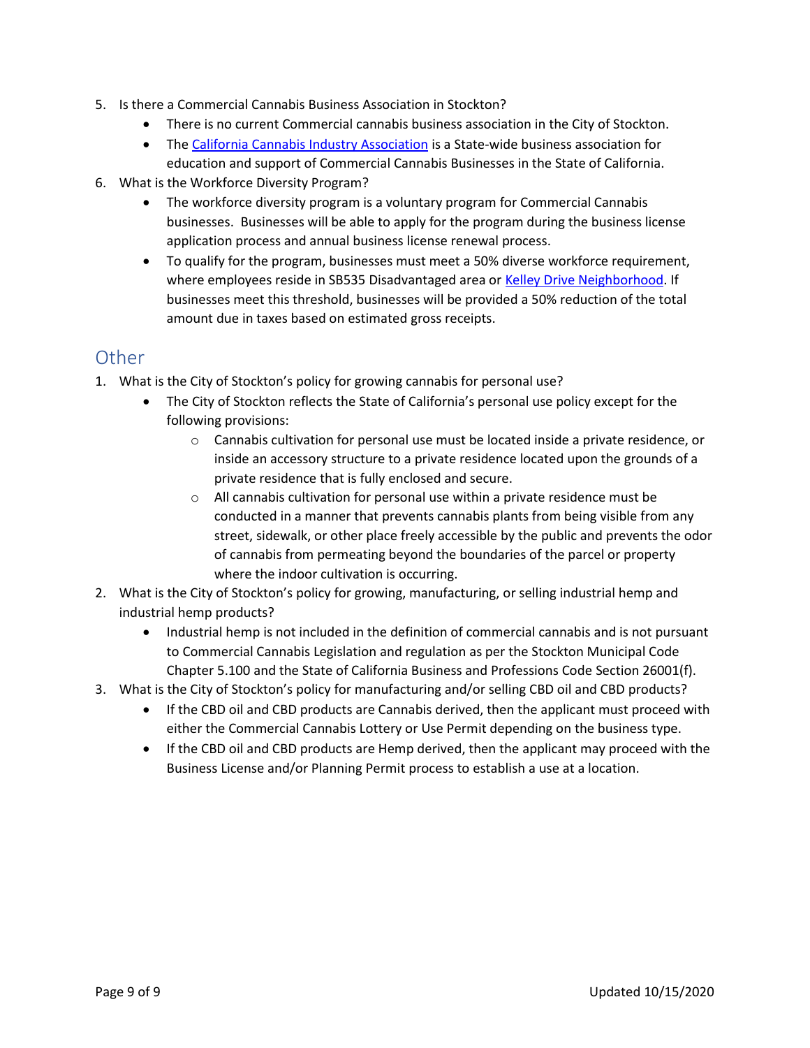5. Is there a Commercial Cannabis Business Association in Stockton?
    - There is no current Commercial cannabis business association in the City of Stockton.
    - The California Cannabis Industry Association is a State-wide business association for education and support of Commercial Cannabis Businesses in the State of California.
6. What is the Workforce Diversity Program?
    - The workforce diversity program is a voluntary program for Commercial Cannabis businesses. Businesses will be able to apply for the program during the business license application process and annual business license renewal process.
    - To qualify for the program, businesses must meet a 50% diverse workforce requirement, where employees reside in SB535 Disadvantaged area or Kelley Drive Neighborhood. If businesses meet this threshold, businesses will be provided a 50% reduction of the total amount due in taxes based on estimated gross receipts.

## Other

1. What is the City of Stockton's policy for growing cannabis for personal use?
    - The City of Stockton reflects the State of California's personal use policy except for the following provisions:
        - Cannabis cultivation for personal use must be located inside a private residence, or inside an accessory structure to a private residence located upon the grounds of a private residence that is fully enclosed and secure.
        - All cannabis cultivation for personal use within a private residence must be conducted in a manner that prevents cannabis plants from being visible from any street, sidewalk, or other place freely accessible by the public and prevents the odor of cannabis from permeating beyond the boundaries of the parcel or property where the indoor cultivation is occurring.
2. What is the City of Stockton's policy for growing, manufacturing, or selling industrial hemp and industrial hemp products?
    - Industrial hemp is not included in the definition of commercial cannabis and is not pursuant to Commercial Cannabis Legislation and regulation as per the Stockton Municipal Code Chapter 5.100 and the State of California Business and Professions Code Section 26001(f).
3. What is the City of Stockton's policy for manufacturing and/or selling CBD oil and CBD products?
    - If the CBD oil and CBD products are Cannabis derived, then the applicant must proceed with either the Commercial Cannabis Lottery or Use Permit depending on the business type.
    - If the CBD oil and CBD products are Hemp derived, then the applicant may proceed with the Business License and/or Planning Permit process to establish a use at a location.